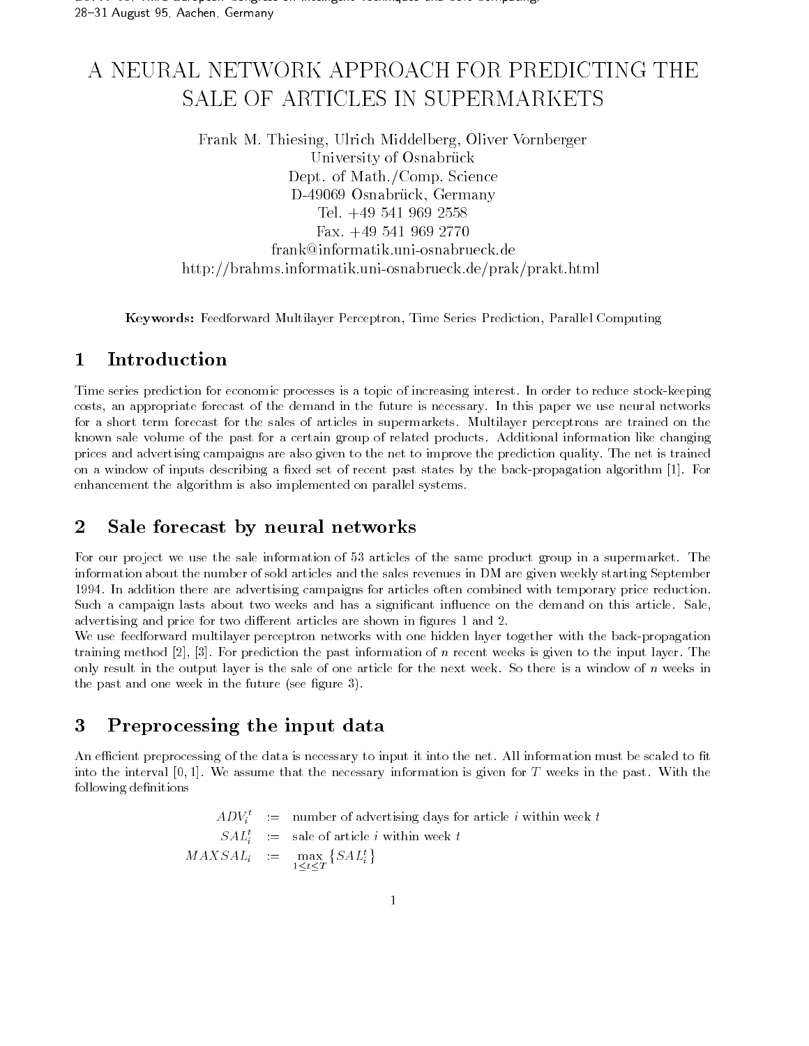# A NEURAL NETWORK APPROACH FOR PREDICTING THE SALE OF ARTICLES IN SUPERMARKETS

Frank M. Thiesing, Ulrich Middelberg, Oliver Vornberger
University of Osnabrück
Dept. of Math./Comp. Science
D-49069 Osnabrück, Germany
Tel. +49 541 969 2558
Fax. +49 541 969 2770
frank@informatik.uni-osnabrueck.de
http://brahms.informatik.uni-osnabrueck.de/prak/prakt.html

**Keywords:** Feedforward Multilayer Perceptron, Time Series Prediction, Parallel Computing

## 1 Introduction

Time series prediction for economic processes is a topic of increasing interest. In order to reduce stock-keeping costs, an appropriate forecast of the demand in the future is necessary. In this paper we use neural networks for a short term forecast for the sales of articles in supermarkets. Multilayer perceptrons are trained on the known sale volume of the past for a certain group of related products. Additional information like changing prices and advertising campaigns are also given to the net to improve the prediction quality. The net is trained on a window of inputs describing a fixed set of recent past states by the back-propagation algorithm [1]. For enhancement the algorithm is also implemented on parallel systems.

## 2 Sale forecast by neural networks

For our project we use the sale information of 53 articles of the same product group in a supermarket. The information about the number of sold articles and the sales revenues in DM are given weekly starting September 1994. In addition there are advertising campaigns for articles often combined with temporary price reduction. Such a campaign lasts about two weeks and has a significant influence on the demand on this article. Sale, advertising and price for two different articles are shown in figures 1 and 2.

We use feedforward multilayer perceptron networks with one hidden layer together with the back-propagation training method [2], [3]. For prediction the past information of $n$ recent weeks is given to the input layer. The only result in the output layer is the sale of one article for the next week. So there is a window of $n$ weeks in the past and one week in the future (see figure 3).

## 3 Preprocessing the input data

An efficient preprocessing of the data is necessary to input it into the net. All information must be scaled to fit into the interval $[0,1]$. We assume that the necessary information is given for $T$ weeks in the past. With the following definitions

$$
\begin{aligned}
ADV_i^t &:= \text{number of advertising days for article } i \text{ within week } t \\
SAL_i^t &:= \text{sale of article } i \text{ within week } t \\
MAXSAL_i &:= \max_{1 \leq t \leq T} \{SAL_i^t\}
\end{aligned}
$$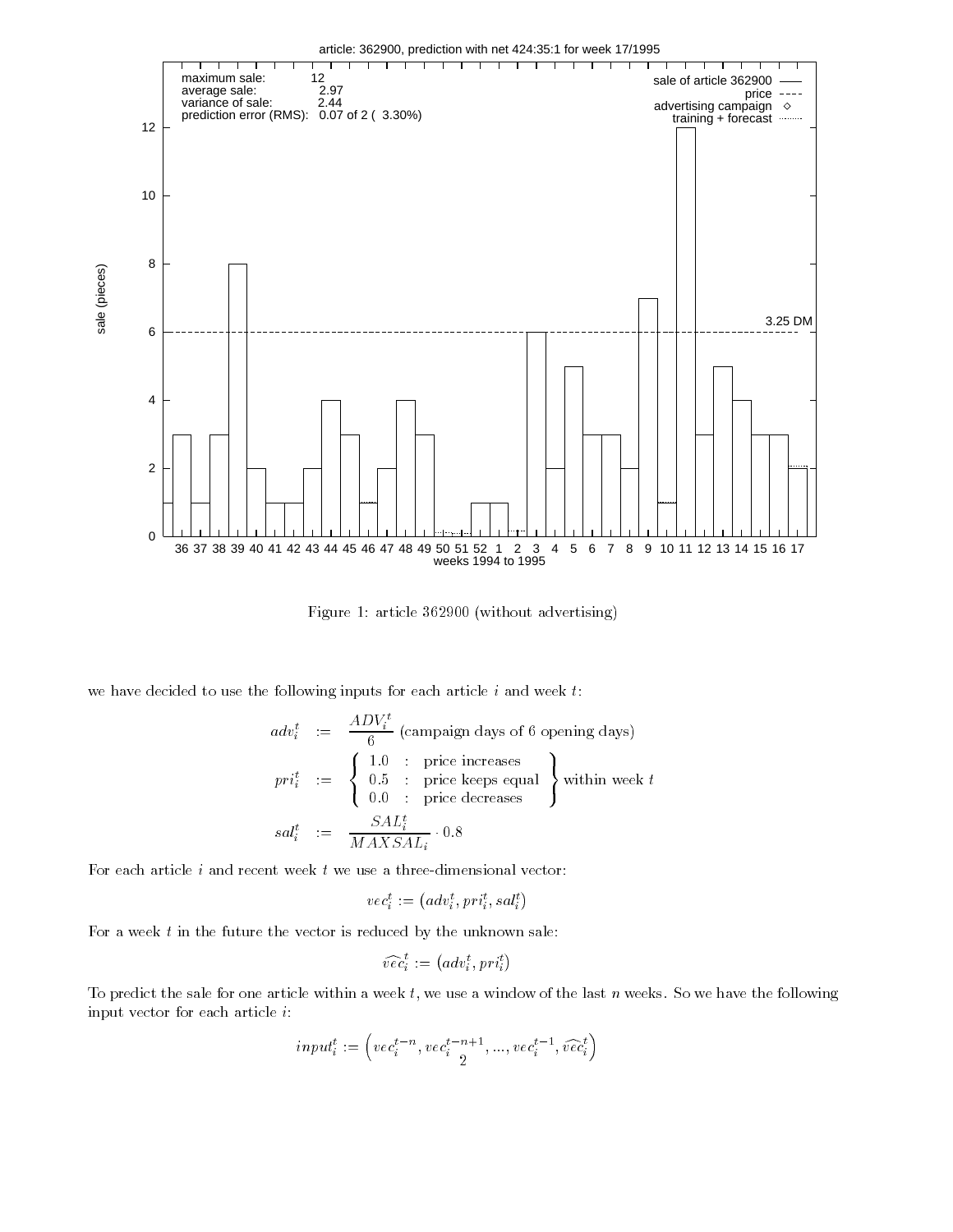Figure 1: article 362900 (without advertising)

we have decided to use the following inputs for each article $i$ and week $t$:

$$
\begin{aligned}
adv_i^t &:= \frac{ADV_i^t}{6} \text{ (campaign days of 6 opening days)} \\
pri_i^t &:= \left\{ \begin{array}{lcl} 1.0 & : & \text{price increases} \\ 0.5 & : & \text{price keeps equal} \\ 0.0 & : & \text{price decreases} \end{array} \right\} \text{within week } t \\
sal_i^t &:= \frac{SAL_i^t}{MAXSAL_i} \cdot 0.8
\end{aligned}
$$

For each article $i$ and recent week $t$ we use a three-dimensional vector:

$$
vec_i^t := \left(adv_i^t, pri_i^t, sal_i^t\right)
$$

For a week $t$ in the future the vector is reduced by the unknown sale:

$$
\widehat{vec}_i^t := \left(adv_i^t, pri_i^t\right)
$$

To predict the sale for one article within a week $t$, we use a window of the last $n$ weeks. So we have the following input vector for each article $i$:

$$
input_i^t := \left(vec_i^{t-n}, vec_i^{t-n+1}, ..., vec_i^{t-1}, \widehat{vec}_i^t\right)
$$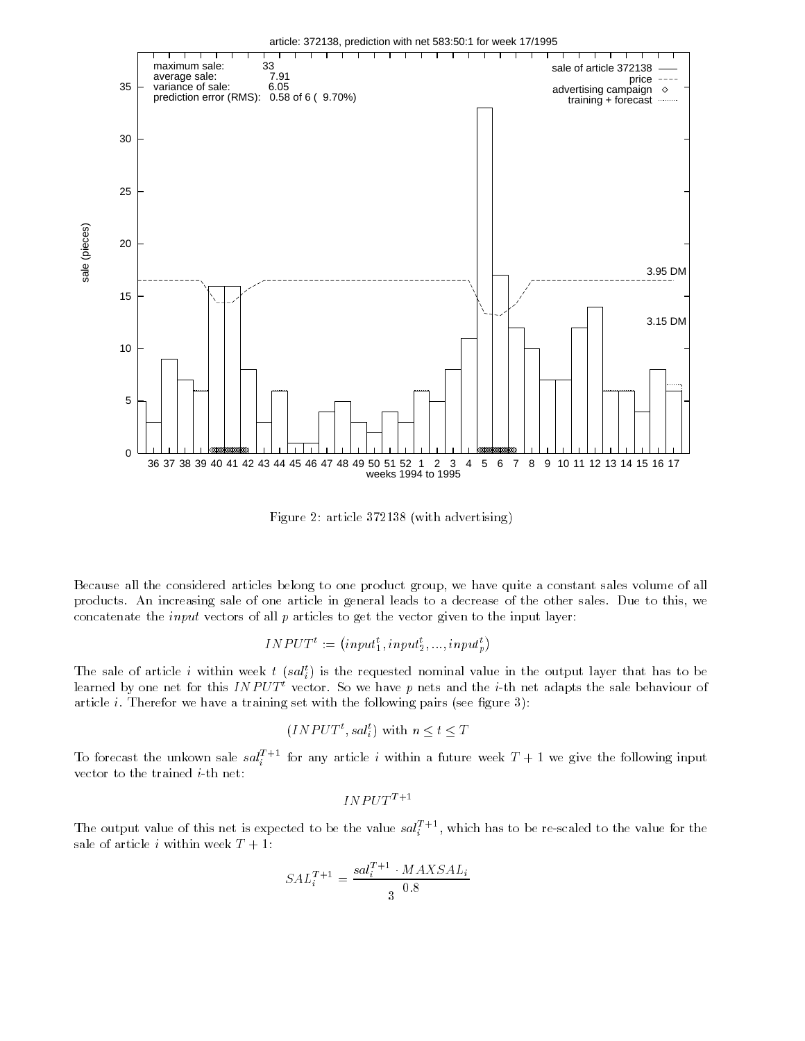Figure 2: article 372138 (with advertising)

Because all the considered articles belong to one product group, we have quite a constant sales volume of all products. An increasing sale of one article in general leads to a decrease of the other sales. Due to this, we concatenate the *input* vectors of all $p$ articles to get the vector given to the input layer:

$$INPUT^t := \left(input_1^t, input_2^t, ..., input_p^t\right)$$

The sale of article $i$ within week $t$ ($sal_i^t$) is the requested nominal value in the output layer that has to be learned by one net for this $INPUT^t$ vector. So we have $p$ nets and the $i$-th net adapts the sale behaviour of article $i$. Therefor we have a training set with the following pairs (see figure 3):

$$(INPUT^t, sal_i^t) \text{ with } n \leq t \leq T$$

To forecast the unkown sale $sal_i^{T+1}$ for any article $i$ within a future week $T+1$ we give the following input vector to the trained $i$-th net:

$$INPUT^{T+1}$$

The output value of this net is expected to be the value $sal_i^{T+1}$, which has to be re-scaled to the value for the sale of article $i$ within week $T+1$:

$$SAL_i^{T+1} = \frac{sal_i^{T+1} \cdot MAXSAL_i}{3^{\;0.8}}$$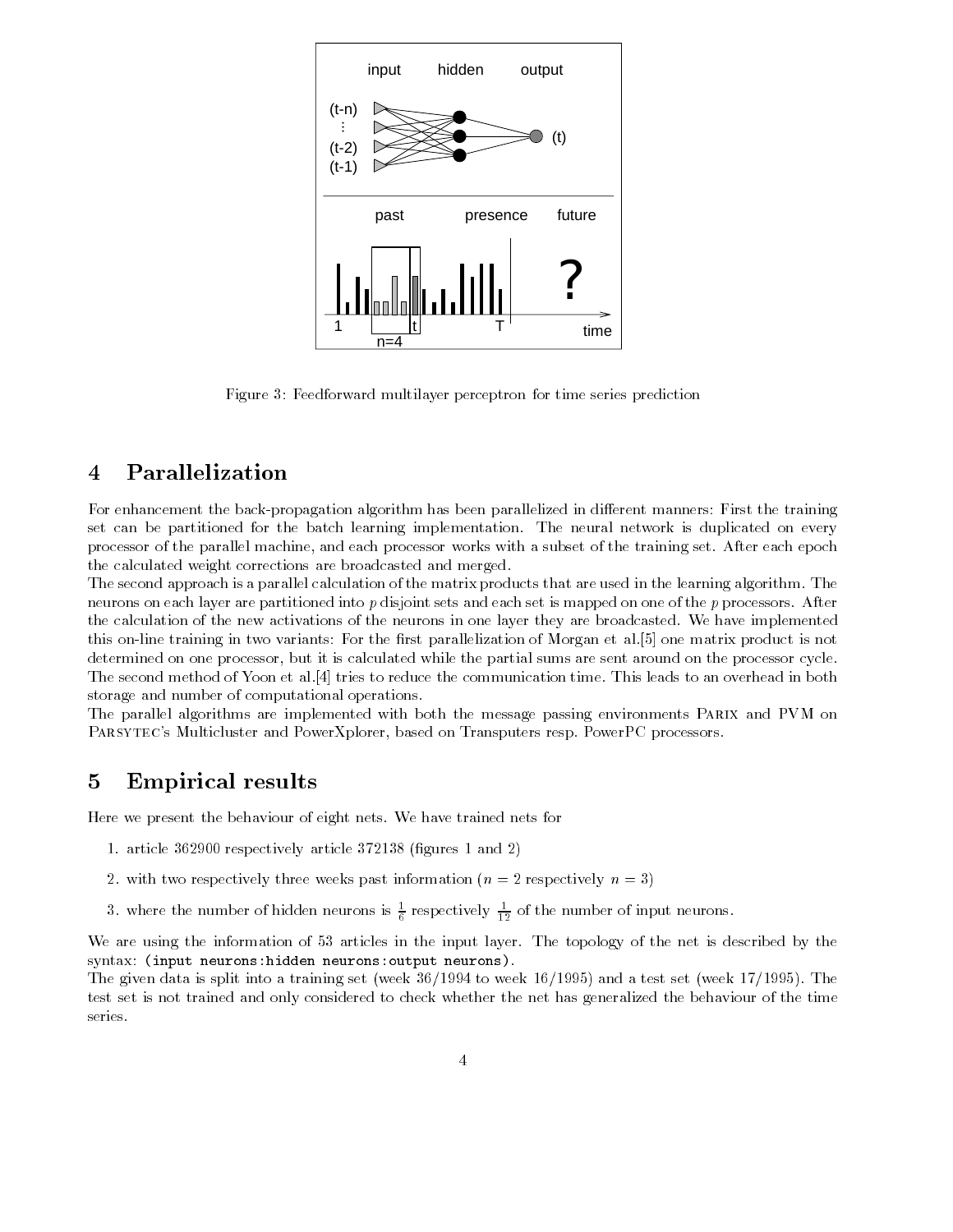Figure 3: Feedforward multilayer perceptron for time series prediction

## 4 Parallelization

For enhancement the back-propagation algorithm has been parallelized in different manners: First the training set can be partitioned for the batch learning implementation. The neural network is duplicated on every processor of the parallel machine, and each processor works with a subset of the training set. After each epoch the calculated weight corrections are broadcasted and merged.
The second approach is a parallel calculation of the matrix products that are used in the learning algorithm. The neurons on each layer are partitioned into $p$ disjoint sets and each set is mapped on one of the $p$ processors. After the calculation of the new activations of the neurons in one layer they are broadcasted. We have implemented this on-line training in two variants: For the first parallelization of Morgan et al.[5] one matrix product is not determined on one processor, but it is calculated while the partial sums are sent around on the processor cycle. The second method of Yoon et al.[4] tries to reduce the communication time. This leads to an overhead in both storage and number of computational operations.
The parallel algorithms are implemented with both the message passing environments Parix and PVM on Parsytec's Multicluster and PowerXplorer, based on Transputers resp. PowerPC processors.

## 5 Empirical results

Here we present the behaviour of eight nets. We have trained nets for

1. article 362900 respectively article 372138 (figures 1 and 2)
2. with two respectively three weeks past information ($n = 2$ respectively $n = 3$)
3. where the number of hidden neurons is $\frac{1}{6}$ respectively $\frac{1}{12}$ of the number of input neurons.

We are using the information of 53 articles in the input layer. The topology of the net is described by the syntax: `(input neurons:hidden neurons:output neurons)`.
The given data is split into a training set (week 36/1994 to week 16/1995) and a test set (week 17/1995). The test set is not trained and only considered to check whether the net has generalized the behaviour of the time series.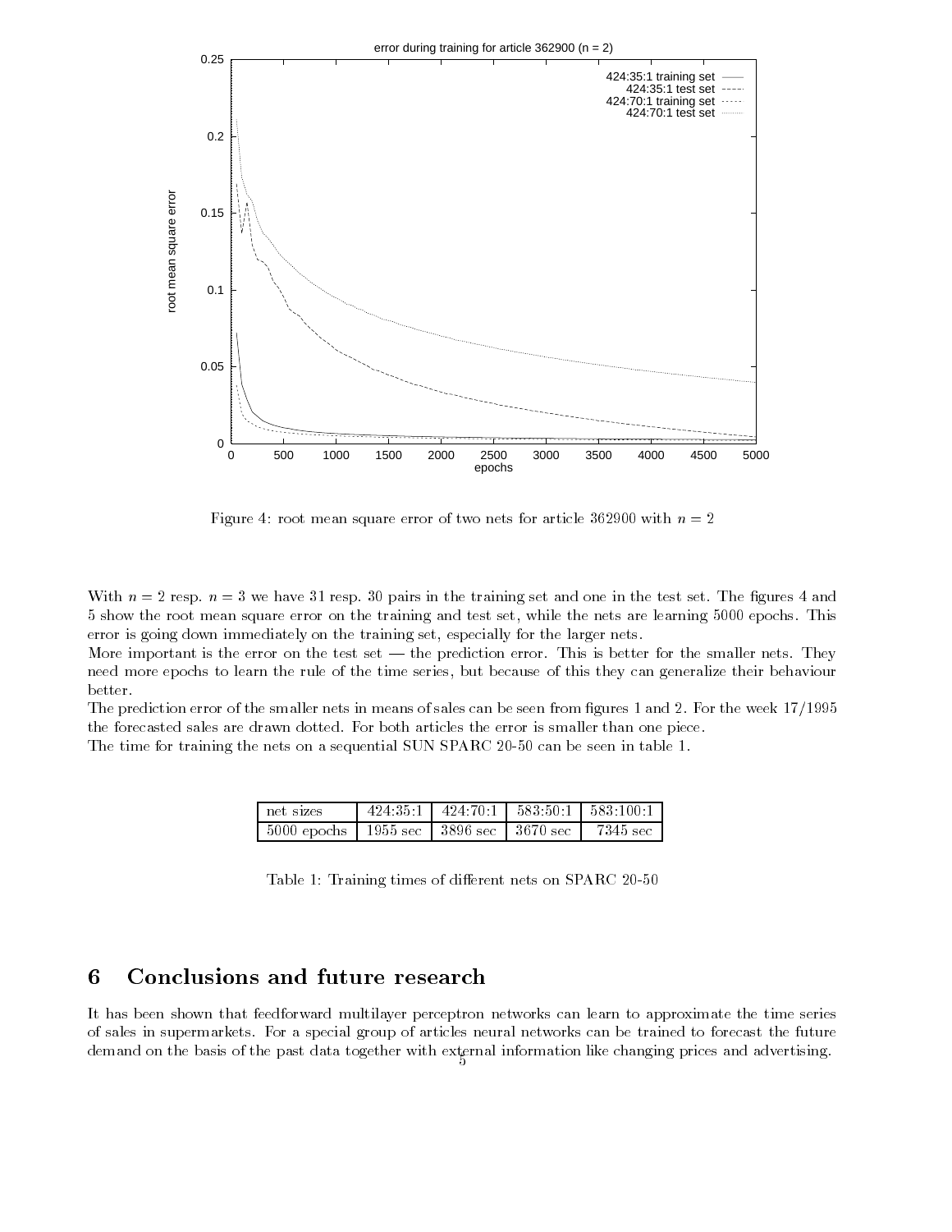Figure 4: root mean square error of two nets for article 362900 with $n = 2$

With $n = 2$ resp. $n = 3$ we have 31 resp. 30 pairs in the training set and one in the test set. The figures 4 and 5 show the root mean square error on the training and test set, while the nets are learning 5000 epochs. This error is going down immediately on the training set, especially for the larger nets.

More important is the error on the test set — the prediction error. This is better for the smaller nets. They need more epochs to learn the rule of the time series, but because of this they can generalize their behaviour better.

The prediction error of the smaller nets in means of sales can be seen from figures 1 and 2. For the week 17/1995 the forecasted sales are drawn dotted. For both articles the error is smaller than one piece.

The time for training the nets on a sequential SUN SPARC 20-50 can be seen in table 1.

| net sizes | 424:35:1 | 424:70:1 | 583:50:1 | 583:100:1 |
|---|---|---|---|---|
| 5000 epochs | 1955 sec | 3896 sec | 3670 sec | 7345 sec |

Table 1: Training times of different nets on SPARC 20-50

## 6 Conclusions and future research

It has been shown that feedforward multilayer perceptron networks can learn to approximate the time series of sales in supermarkets. For a special group of articles neural networks can be trained to forecast the future demand on the basis of the past data together with external information like changing prices and advertising.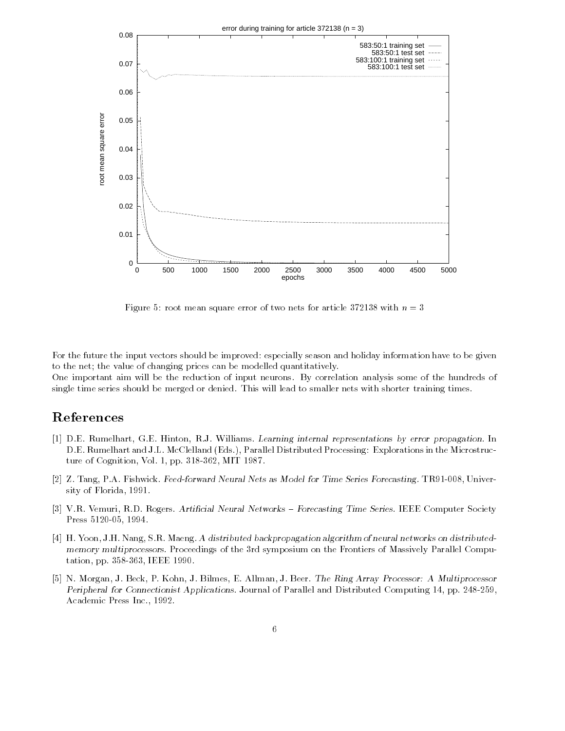error during training for article 372138 (n = 3)

root mean square error

0.08
0.07
0.06
0.05
0.04
0.03
0.02
0.01
0

0 500 1000 1500 2000 2500 3000 3500 4000 4500 5000

epochs

583:50:1 training set
583:50:1 test set
583:100:1 training set
583:100:1 test set

Figure 5: root mean square error of two nets for article 372138 with $n = 3$

For the future the input vectors should be improved: especially season and holiday information have to be given to the net; the value of changing prices can be modelled quantitatively.
One important aim will be the reduction of input neurons. By correlation analysis some of the hundreds of single time series should be merged or denied. This will lead to smaller nets with shorter training times.

## References

[1] D.E. Rumelhart, G.E. Hinton, R.J. Williams. *Learning internal representations by error propagation.* In D.E. Rumelhart and J.L. McClelland (Eds.), Parallel Distributed Processing: Explorations in the Microstructure of Cognition, Vol. 1, pp. 318-362, MIT 1987.

[2] Z. Tang, P.A. Fishwick. *Feed-forward Neural Nets as Model for Time Series Forecasting.* TR91-008, University of Florida, 1991.

[3] V.R. Vemuri, R.D. Rogers. *Artificial Neural Networks – Forecasting Time Series.* IEEE Computer Society Press 5120-05, 1994.

[4] H. Yoon, J.H. Nang, S.R. Maeng. *A distributed backpropagation algorithm of neural networks on distributed-memory multiprocessors.* Proceedings of the 3rd symposium on the Frontiers of Massively Parallel Computation, pp. 358-363, IEEE 1990.

[5] N. Morgan, J. Beck, P. Kohn, J. Bilmes, E. Allman, J. Beer. *The Ring Array Processor: A Multiprocessor Peripheral for Connectionist Applications.* Journal of Parallel and Distributed Computing 14, pp. 248-259, Academic Press Inc., 1992.